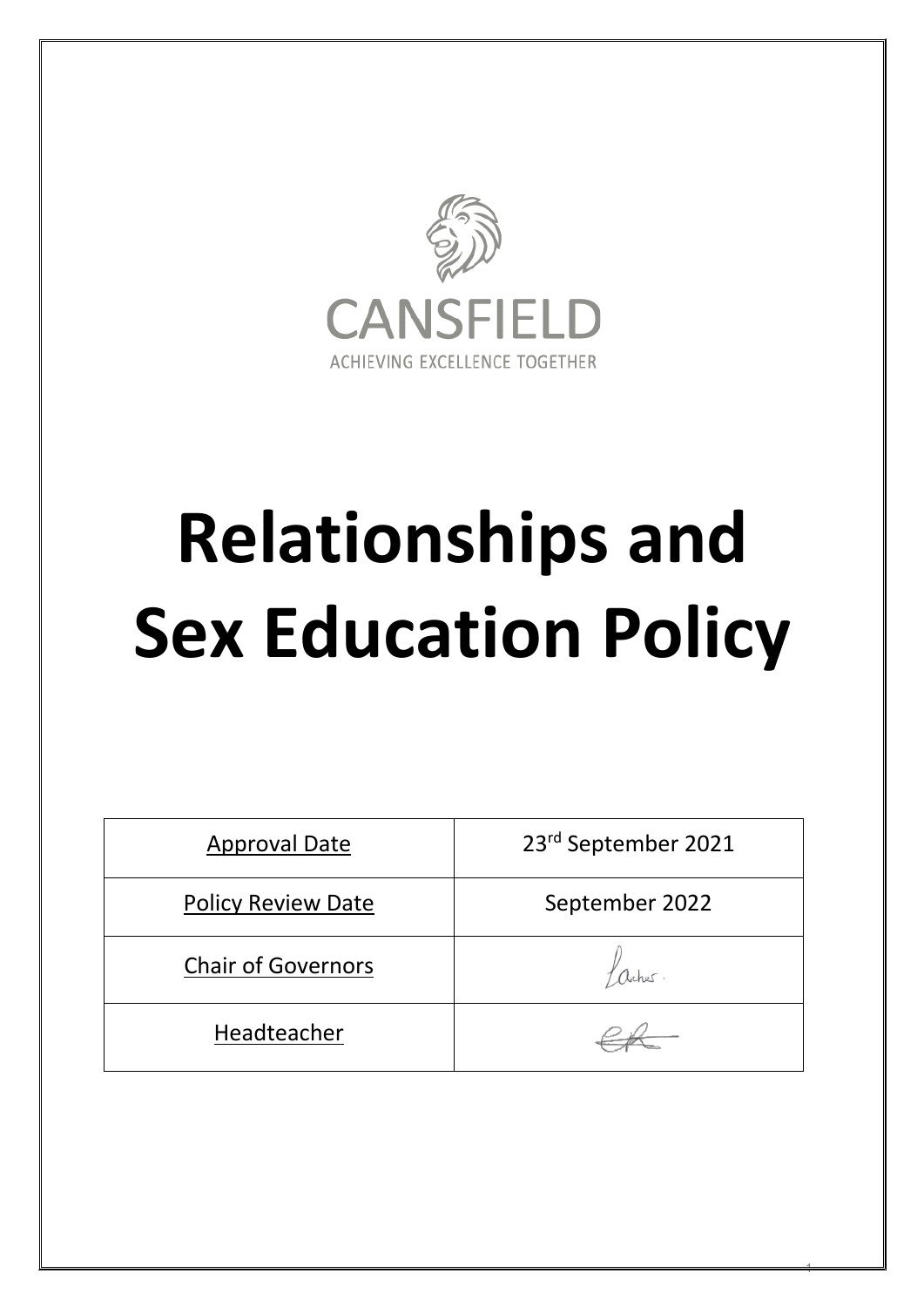CANSFIELD

ACHIEVING EXCELLENCE TOGETHER

# Relationships and Sex Education Policy

| Approval Date | 23rd September 2021 |
| --- | --- |
| Policy Review Date | September 2022 |
| Chair of Governors | |
| Headteacher | |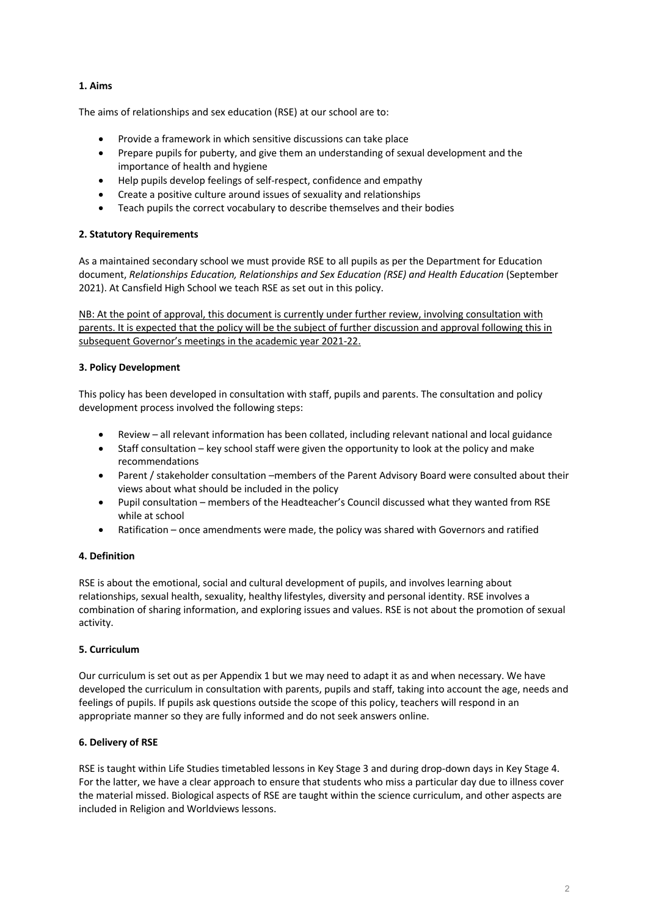## 1. Aims

The aims of relationships and sex education (RSE) at our school are to:

- Provide a framework in which sensitive discussions can take place
- Prepare pupils for puberty, and give them an understanding of sexual development and the importance of health and hygiene
- Help pupils develop feelings of self-respect, confidence and empathy
- Create a positive culture around issues of sexuality and relationships
- Teach pupils the correct vocabulary to describe themselves and their bodies

## 2. Statutory Requirements

As a maintained secondary school we must provide RSE to all pupils as per the Department for Education document, *Relationships Education, Relationships and Sex Education (RSE) and Health Education* (September 2021). At Cansfield High School we teach RSE as set out in this policy.

<u>NB: At the point of approval, this document is currently under further review, involving consultation with parents. It is expected that the policy will be the subject of further discussion and approval following this in subsequent Governor's meetings in the academic year 2021-22.</u>

## 3. Policy Development

This policy has been developed in consultation with staff, pupils and parents. The consultation and policy development process involved the following steps:

- Review – all relevant information has been collated, including relevant national and local guidance
- Staff consultation – key school staff were given the opportunity to look at the policy and make recommendations
- Parent / stakeholder consultation –members of the Parent Advisory Board were consulted about their views about what should be included in the policy
- Pupil consultation – members of the Headteacher's Council discussed what they wanted from RSE while at school
- Ratification – once amendments were made, the policy was shared with Governors and ratified

## 4. Definition

RSE is about the emotional, social and cultural development of pupils, and involves learning about relationships, sexual health, sexuality, healthy lifestyles, diversity and personal identity. RSE involves a combination of sharing information, and exploring issues and values. RSE is not about the promotion of sexual activity.

## 5. Curriculum

Our curriculum is set out as per Appendix 1 but we may need to adapt it as and when necessary. We have developed the curriculum in consultation with parents, pupils and staff, taking into account the age, needs and feelings of pupils. If pupils ask questions outside the scope of this policy, teachers will respond in an appropriate manner so they are fully informed and do not seek answers online.

## 6. Delivery of RSE

RSE is taught within Life Studies timetabled lessons in Key Stage 3 and during drop-down days in Key Stage 4. For the latter, we have a clear approach to ensure that students who miss a particular day due to illness cover the material missed. Biological aspects of RSE are taught within the science curriculum, and other aspects are included in Religion and Worldviews lessons.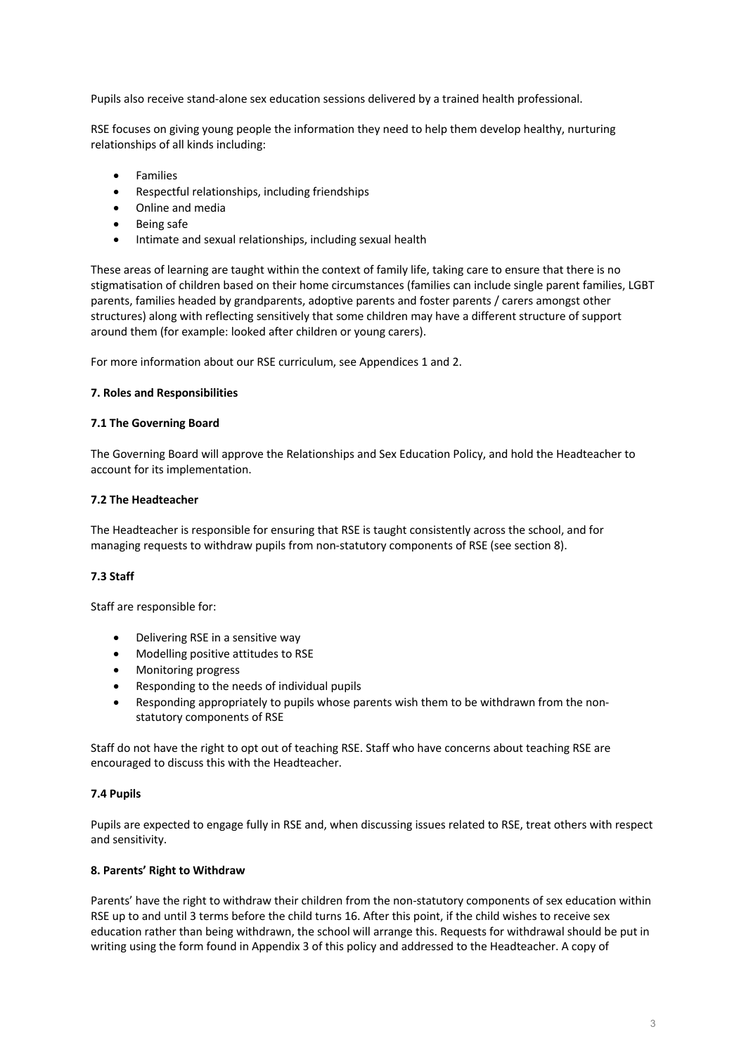Pupils also receive stand-alone sex education sessions delivered by a trained health professional.

RSE focuses on giving young people the information they need to help them develop healthy, nurturing relationships of all kinds including:

- Families
- Respectful relationships, including friendships
- Online and media
- Being safe
- Intimate and sexual relationships, including sexual health

These areas of learning are taught within the context of family life, taking care to ensure that there is no stigmatisation of children based on their home circumstances (families can include single parent families, LGBT parents, families headed by grandparents, adoptive parents and foster parents / carers amongst other structures) along with reflecting sensitively that some children may have a different structure of support around them (for example: looked after children or young carers).

For more information about our RSE curriculum, see Appendices 1 and 2.

**7. Roles and Responsibilities**

**7.1 The Governing Board**

The Governing Board will approve the Relationships and Sex Education Policy, and hold the Headteacher to account for its implementation.

**7.2 The Headteacher**

The Headteacher is responsible for ensuring that RSE is taught consistently across the school, and for managing requests to withdraw pupils from non-statutory components of RSE (see section 8).

**7.3 Staff**

Staff are responsible for:

- Delivering RSE in a sensitive way
- Modelling positive attitudes to RSE
- Monitoring progress
- Responding to the needs of individual pupils
- Responding appropriately to pupils whose parents wish them to be withdrawn from the non-statutory components of RSE

Staff do not have the right to opt out of teaching RSE. Staff who have concerns about teaching RSE are encouraged to discuss this with the Headteacher.

**7.4 Pupils**

Pupils are expected to engage fully in RSE and, when discussing issues related to RSE, treat others with respect and sensitivity.

**8. Parents' Right to Withdraw**

Parents' have the right to withdraw their children from the non-statutory components of sex education within RSE up to and until 3 terms before the child turns 16. After this point, if the child wishes to receive sex education rather than being withdrawn, the school will arrange this. Requests for withdrawal should be put in writing using the form found in Appendix 3 of this policy and addressed to the Headteacher. A copy of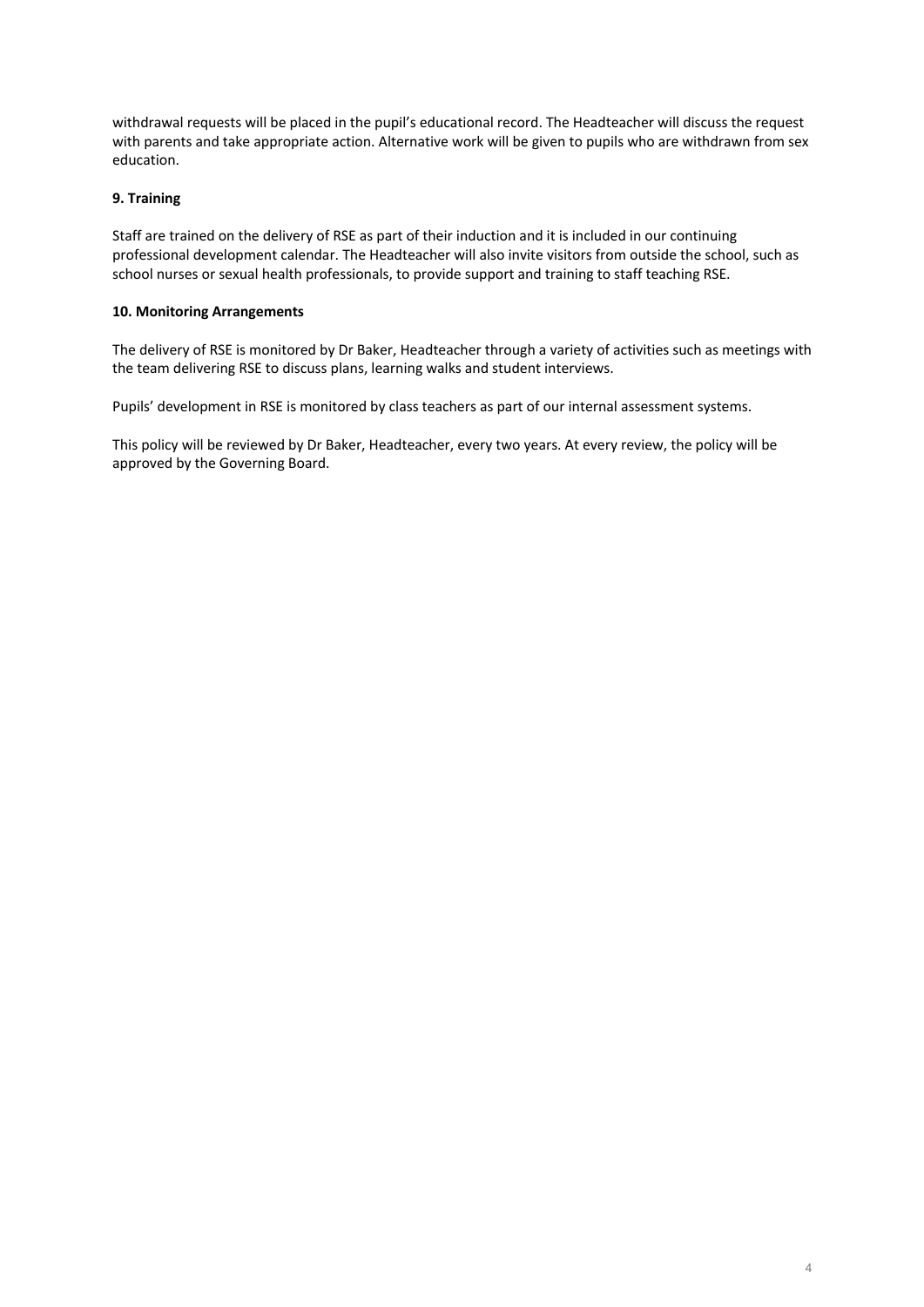withdrawal requests will be placed in the pupil's educational record. The Headteacher will discuss the request with parents and take appropriate action. Alternative work will be given to pupils who are withdrawn from sex education.

**9. Training**

Staff are trained on the delivery of RSE as part of their induction and it is included in our continuing professional development calendar. The Headteacher will also invite visitors from outside the school, such as school nurses or sexual health professionals, to provide support and training to staff teaching RSE.

**10. Monitoring Arrangements**

The delivery of RSE is monitored by Dr Baker, Headteacher through a variety of activities such as meetings with the team delivering RSE to discuss plans, learning walks and student interviews.

Pupils' development in RSE is monitored by class teachers as part of our internal assessment systems.

This policy will be reviewed by Dr Baker, Headteacher, every two years. At every review, the policy will be approved by the Governing Board.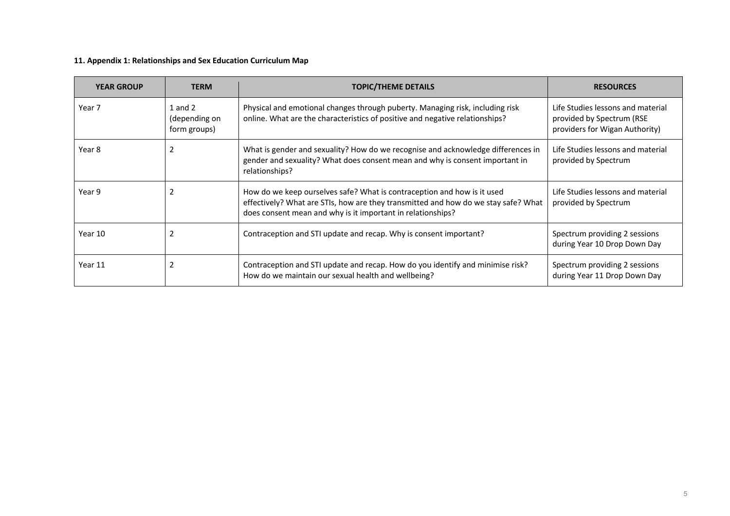**11. Appendix 1: Relationships and Sex Education Curriculum Map**

| YEAR GROUP | TERM | TOPIC/THEME DETAILS | RESOURCES |
|---|---|---|---|
| Year 7 | 1 and 2 (depending on form groups) | Physical and emotional changes through puberty. Managing risk, including risk online. What are the characteristics of positive and negative relationships? | Life Studies lessons and material provided by Spectrum (RSE providers for Wigan Authority) |
| Year 8 | 2 | What is gender and sexuality? How do we recognise and acknowledge differences in gender and sexuality? What does consent mean and why is consent important in relationships? | Life Studies lessons and material provided by Spectrum |
| Year 9 | 2 | How do we keep ourselves safe? What is contraception and how is it used effectively? What are STIs, how are they transmitted and how do we stay safe? What does consent mean and why is it important in relationships? | Life Studies lessons and material provided by Spectrum |
| Year 10 | 2 | Contraception and STI update and recap. Why is consent important? | Spectrum providing 2 sessions during Year 10 Drop Down Day |
| Year 11 | 2 | Contraception and STI update and recap. How do you identify and minimise risk? How do we maintain our sexual health and wellbeing? | Spectrum providing 2 sessions during Year 11 Drop Down Day |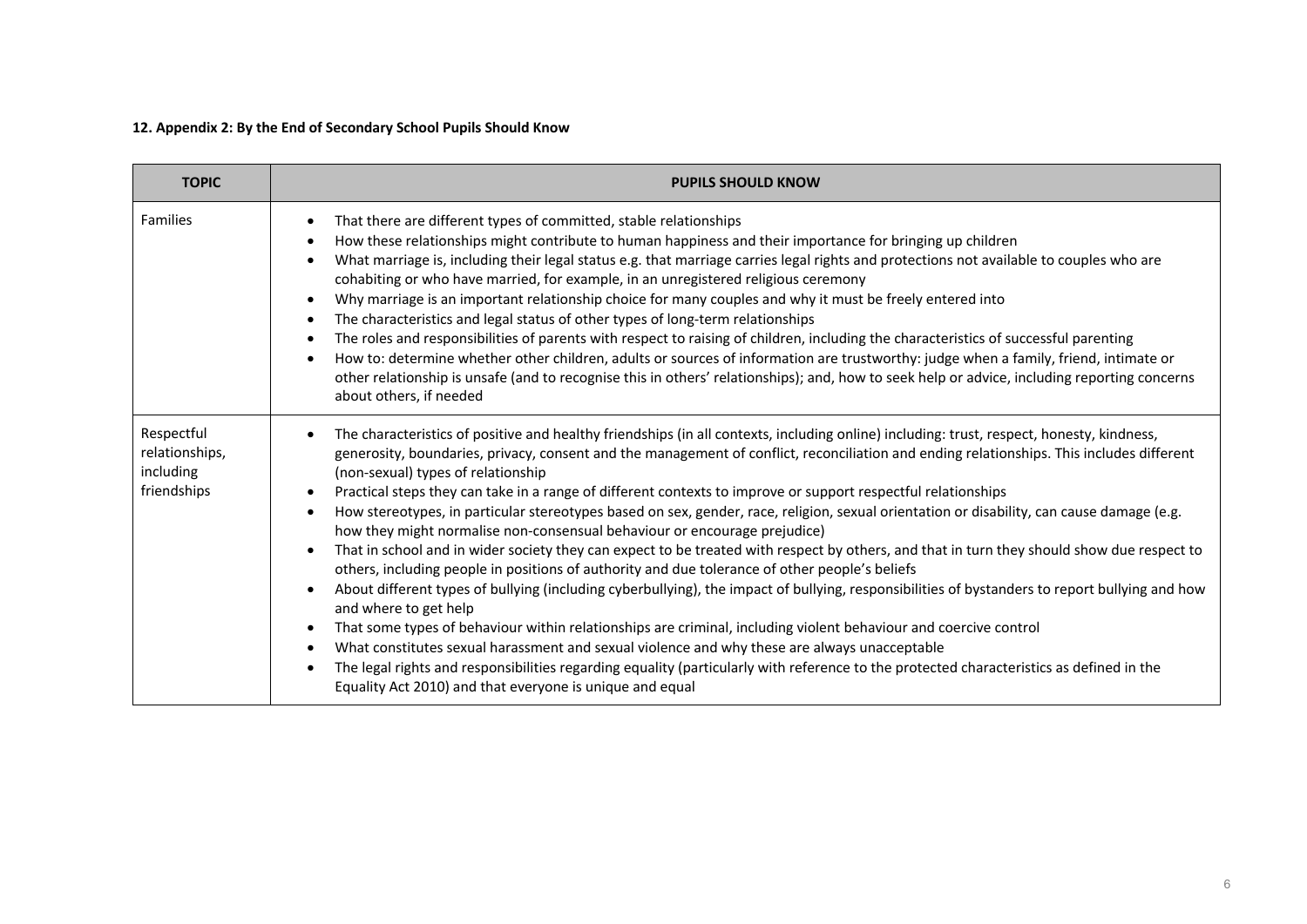**12. Appendix 2: By the End of Secondary School Pupils Should Know**

| TOPIC | PUPILS SHOULD KNOW |
|---|---|
| Families | • That there are different types of committed, stable relationships<br>• How these relationships might contribute to human happiness and their importance for bringing up children<br>• What marriage is, including their legal status e.g. that marriage carries legal rights and protections not available to couples who are cohabiting or who have married, for example, in an unregistered religious ceremony<br>• Why marriage is an important relationship choice for many couples and why it must be freely entered into<br>• The characteristics and legal status of other types of long-term relationships<br>• The roles and responsibilities of parents with respect to raising of children, including the characteristics of successful parenting<br>• How to: determine whether other children, adults or sources of information are trustworthy: judge when a family, friend, intimate or other relationship is unsafe (and to recognise this in others' relationships); and, how to seek help or advice, including reporting concerns about others, if needed |
| Respectful relationships, including friendships | • The characteristics of positive and healthy friendships (in all contexts, including online) including: trust, respect, honesty, kindness, generosity, boundaries, privacy, consent and the management of conflict, reconciliation and ending relationships. This includes different (non-sexual) types of relationship<br>• Practical steps they can take in a range of different contexts to improve or support respectful relationships<br>• How stereotypes, in particular stereotypes based on sex, gender, race, religion, sexual orientation or disability, can cause damage (e.g. how they might normalise non-consensual behaviour or encourage prejudice)<br>• That in school and in wider society they can expect to be treated with respect by others, and that in turn they should show due respect to others, including people in positions of authority and due tolerance of other people's beliefs<br>• About different types of bullying (including cyberbullying), the impact of bullying, responsibilities of bystanders to report bullying and how and where to get help<br>• That some types of behaviour within relationships are criminal, including violent behaviour and coercive control<br>• What constitutes sexual harassment and sexual violence and why these are always unacceptable<br>• The legal rights and responsibilities regarding equality (particularly with reference to the protected characteristics as defined in the Equality Act 2010) and that everyone is unique and equal |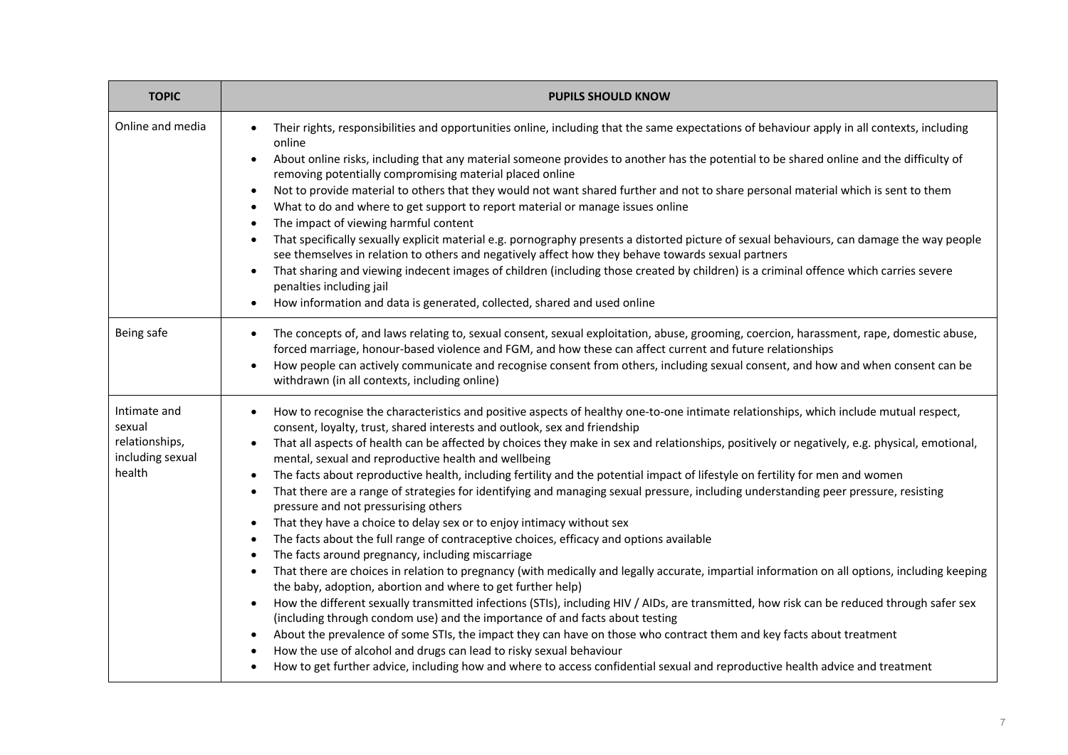| TOPIC | PUPILS SHOULD KNOW |
|---|---|
| Online and media | • Their rights, responsibilities and opportunities online, including that the same expectations of behaviour apply in all contexts, including online<br>• About online risks, including that any material someone provides to another has the potential to be shared online and the difficulty of removing potentially compromising material placed online<br>• Not to provide material to others that they would not want shared further and not to share personal material which is sent to them<br>• What to do and where to get support to report material or manage issues online<br>• The impact of viewing harmful content<br>• That specifically sexually explicit material e.g. pornography presents a distorted picture of sexual behaviours, can damage the way people see themselves in relation to others and negatively affect how they behave towards sexual partners<br>• That sharing and viewing indecent images of children (including those created by children) is a criminal offence which carries severe penalties including jail<br>• How information and data is generated, collected, shared and used online |
| Being safe | • The concepts of, and laws relating to, sexual consent, sexual exploitation, abuse, grooming, coercion, harassment, rape, domestic abuse, forced marriage, honour-based violence and FGM, and how these can affect current and future relationships<br>• How people can actively communicate and recognise consent from others, including sexual consent, and how and when consent can be withdrawn (in all contexts, including online) |
| Intimate and sexual relationships, including sexual health | • How to recognise the characteristics and positive aspects of healthy one-to-one intimate relationships, which include mutual respect, consent, loyalty, trust, shared interests and outlook, sex and friendship<br>• That all aspects of health can be affected by choices they make in sex and relationships, positively or negatively, e.g. physical, emotional, mental, sexual and reproductive health and wellbeing<br>• The facts about reproductive health, including fertility and the potential impact of lifestyle on fertility for men and women<br>• That there are a range of strategies for identifying and managing sexual pressure, including understanding peer pressure, resisting pressure and not pressurising others<br>• That they have a choice to delay sex or to enjoy intimacy without sex<br>• The facts about the full range of contraceptive choices, efficacy and options available<br>• The facts around pregnancy, including miscarriage<br>• That there are choices in relation to pregnancy (with medically and legally accurate, impartial information on all options, including keeping the baby, adoption, abortion and where to get further help)<br>• How the different sexually transmitted infections (STIs), including HIV / AIDs, are transmitted, how risk can be reduced through safer sex (including through condom use) and the importance of and facts about testing<br>• About the prevalence of some STIs, the impact they can have on those who contract them and key facts about treatment<br>• How the use of alcohol and drugs can lead to risky sexual behaviour<br>• How to get further advice, including how and where to access confidential sexual and reproductive health advice and treatment |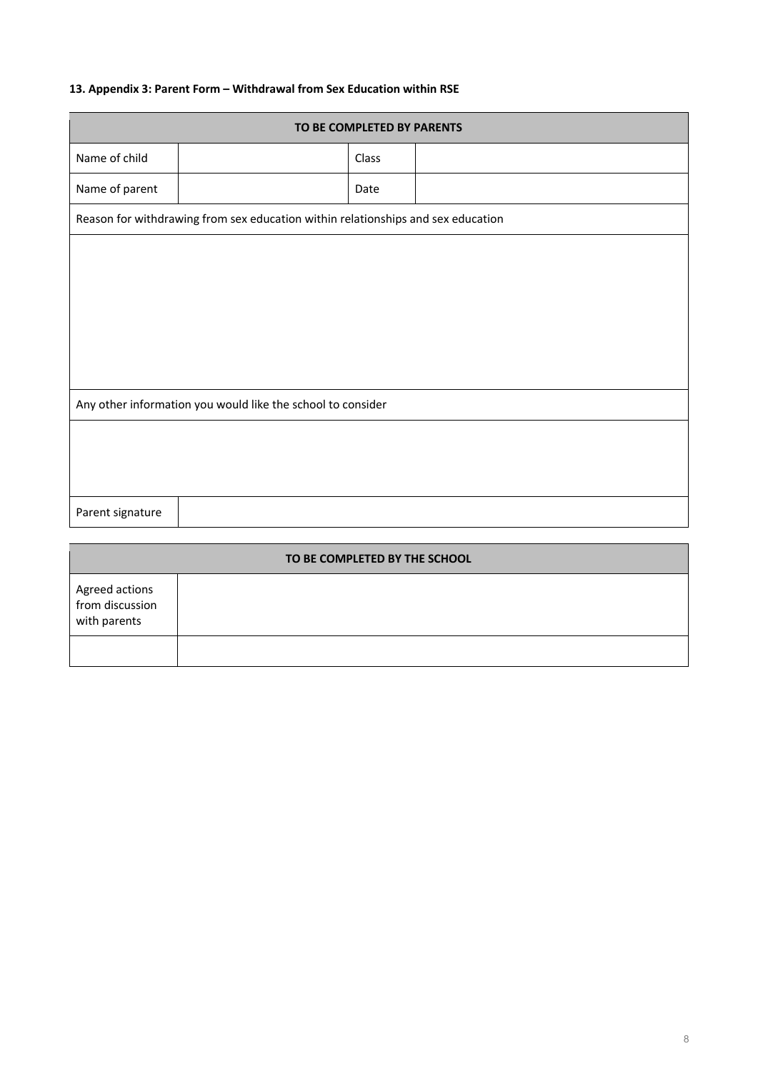### 13. Appendix 3: Parent Form – Withdrawal from Sex Education within RSE

| TO BE COMPLETED BY PARENTS | | | |
|---|---|---|---|
| Name of child | | Class | |
| Name of parent | | Date | |
| Reason for withdrawing from sex education within relationships and sex education | | | |
| | | | |
| Any other information you would like the school to consider | | | |
| | | | |
| Parent signature | | | |

| TO BE COMPLETED BY THE SCHOOL | |
|---|---|
| Agreed actions from discussion with parents | |
| | |